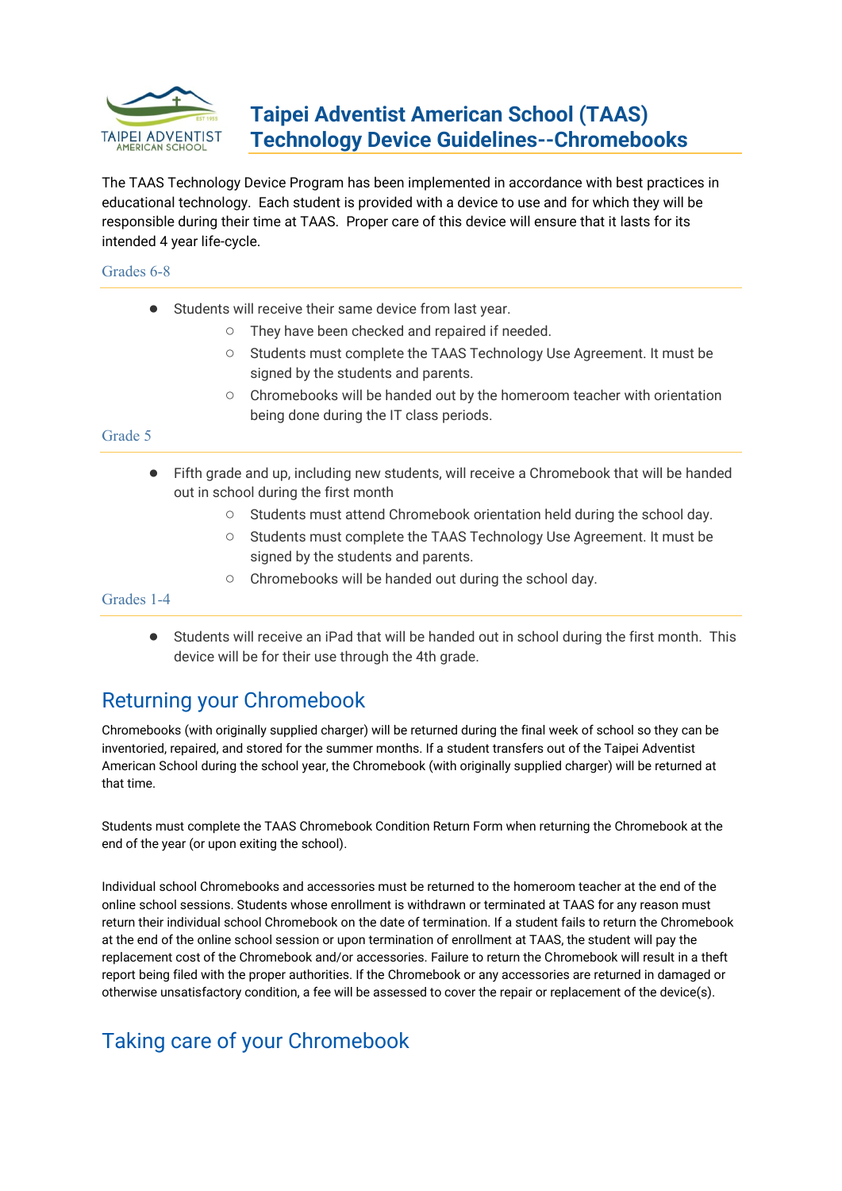# Taipei Adventist American School (TAAS) Technology Device Guidelines--Chromebooks

The TAAS Technology Device Program has been implemented in accordance with best practices in educational technology. Each student is provided with a device to use and for which they will be responsible during their time at TAAS. Proper care of this device will ensure that it lasts for its intended 4 year life-cycle.

### Grades 6-8

- Students will receive their same device from last year.
  - They have been checked and repaired if needed.
  - Students must complete the TAAS Technology Use Agreement. It must be signed by the students and parents.
  - Chromebooks will be handed out by the homeroom teacher with orientation being done during the IT class periods.

### Grade 5

- Fifth grade and up, including new students, will receive a Chromebook that will be handed out in school during the first month
  - Students must attend Chromebook orientation held during the school day.
  - Students must complete the TAAS Technology Use Agreement. It must be signed by the students and parents.
  - Chromebooks will be handed out during the school day.

### Grades 1-4

- Students will receive an iPad that will be handed out in school during the first month. This device will be for their use through the 4th grade.

## Returning your Chromebook

Chromebooks (with originally supplied charger) will be returned during the final week of school so they can be inventoried, repaired, and stored for the summer months. If a student transfers out of the Taipei Adventist American School during the school year, the Chromebook (with originally supplied charger) will be returned at that time.

Students must complete the TAAS Chromebook Condition Return Form when returning the Chromebook at the end of the year (or upon exiting the school).

Individual school Chromebooks and accessories must be returned to the homeroom teacher at the end of the online school sessions. Students whose enrollment is withdrawn or terminated at TAAS for any reason must return their individual school Chromebook on the date of termination. If a student fails to return the Chromebook at the end of the online school session or upon termination of enrollment at TAAS, the student will pay the replacement cost of the Chromebook and/or accessories. Failure to return the Chromebook will result in a theft report being filed with the proper authorities. If the Chromebook or any accessories are returned in damaged or otherwise unsatisfactory condition, a fee will be assessed to cover the repair or replacement of the device(s).

## Taking care of your Chromebook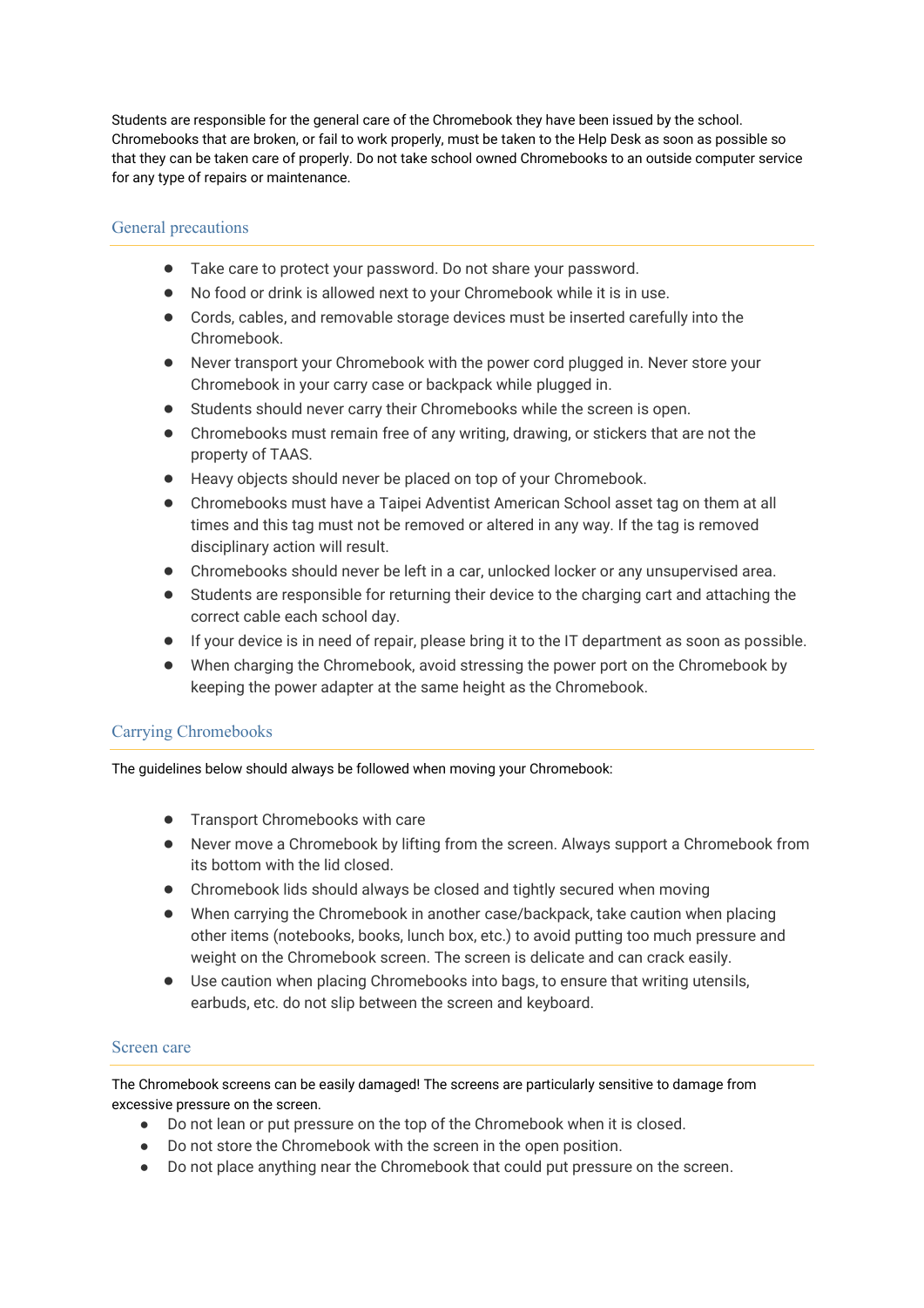Students are responsible for the general care of the Chromebook they have been issued by the school. Chromebooks that are broken, or fail to work properly, must be taken to the Help Desk as soon as possible so that they can be taken care of properly. Do not take school owned Chromebooks to an outside computer service for any type of repairs or maintenance.

## General precautions

- Take care to protect your password. Do not share your password.
- No food or drink is allowed next to your Chromebook while it is in use.
- Cords, cables, and removable storage devices must be inserted carefully into the Chromebook.
- Never transport your Chromebook with the power cord plugged in. Never store your Chromebook in your carry case or backpack while plugged in.
- Students should never carry their Chromebooks while the screen is open.
- Chromebooks must remain free of any writing, drawing, or stickers that are not the property of TAAS.
- Heavy objects should never be placed on top of your Chromebook.
- Chromebooks must have a Taipei Adventist American School asset tag on them at all times and this tag must not be removed or altered in any way. If the tag is removed disciplinary action will result.
- Chromebooks should never be left in a car, unlocked locker or any unsupervised area.
- Students are responsible for returning their device to the charging cart and attaching the correct cable each school day.
- If your device is in need of repair, please bring it to the IT department as soon as possible.
- When charging the Chromebook, avoid stressing the power port on the Chromebook by keeping the power adapter at the same height as the Chromebook.

## Carrying Chromebooks

The guidelines below should always be followed when moving your Chromebook:

- Transport Chromebooks with care
- Never move a Chromebook by lifting from the screen. Always support a Chromebook from its bottom with the lid closed.
- Chromebook lids should always be closed and tightly secured when moving
- When carrying the Chromebook in another case/backpack, take caution when placing other items (notebooks, books, lunch box, etc.) to avoid putting too much pressure and weight on the Chromebook screen. The screen is delicate and can crack easily.
- Use caution when placing Chromebooks into bags, to ensure that writing utensils, earbuds, etc. do not slip between the screen and keyboard.

## Screen care

The Chromebook screens can be easily damaged! The screens are particularly sensitive to damage from excessive pressure on the screen.

- Do not lean or put pressure on the top of the Chromebook when it is closed.
- Do not store the Chromebook with the screen in the open position.
- Do not place anything near the Chromebook that could put pressure on the screen.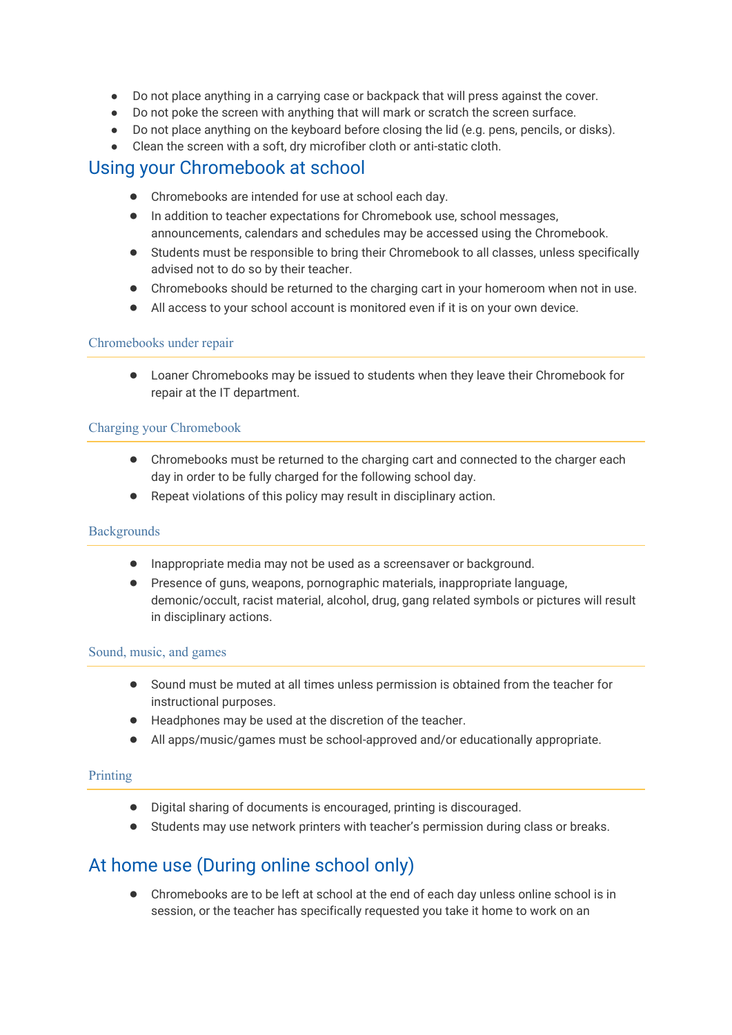- Do not place anything in a carrying case or backpack that will press against the cover.
- Do not poke the screen with anything that will mark or scratch the screen surface.
- Do not place anything on the keyboard before closing the lid (e.g. pens, pencils, or disks).
- Clean the screen with a soft, dry microfiber cloth or anti-static cloth.

## Using your Chromebook at school

- Chromebooks are intended for use at school each day.
- In addition to teacher expectations for Chromebook use, school messages, announcements, calendars and schedules may be accessed using the Chromebook.
- Students must be responsible to bring their Chromebook to all classes, unless specifically advised not to do so by their teacher.
- Chromebooks should be returned to the charging cart in your homeroom when not in use.
- All access to your school account is monitored even if it is on your own device.

### Chromebooks under repair

- Loaner Chromebooks may be issued to students when they leave their Chromebook for repair at the IT department.

### Charging your Chromebook

- Chromebooks must be returned to the charging cart and connected to the charger each day in order to be fully charged for the following school day.
- Repeat violations of this policy may result in disciplinary action.

### Backgrounds

- Inappropriate media may not be used as a screensaver or background.
- Presence of guns, weapons, pornographic materials, inappropriate language, demonic/occult, racist material, alcohol, drug, gang related symbols or pictures will result in disciplinary actions.

### Sound, music, and games

- Sound must be muted at all times unless permission is obtained from the teacher for instructional purposes.
- Headphones may be used at the discretion of the teacher.
- All apps/music/games must be school-approved and/or educationally appropriate.

### Printing

- Digital sharing of documents is encouraged, printing is discouraged.
- Students may use network printers with teacher's permission during class or breaks.

## At home use (During online school only)

- Chromebooks are to be left at school at the end of each day unless online school is in session, or the teacher has specifically requested you take it home to work on an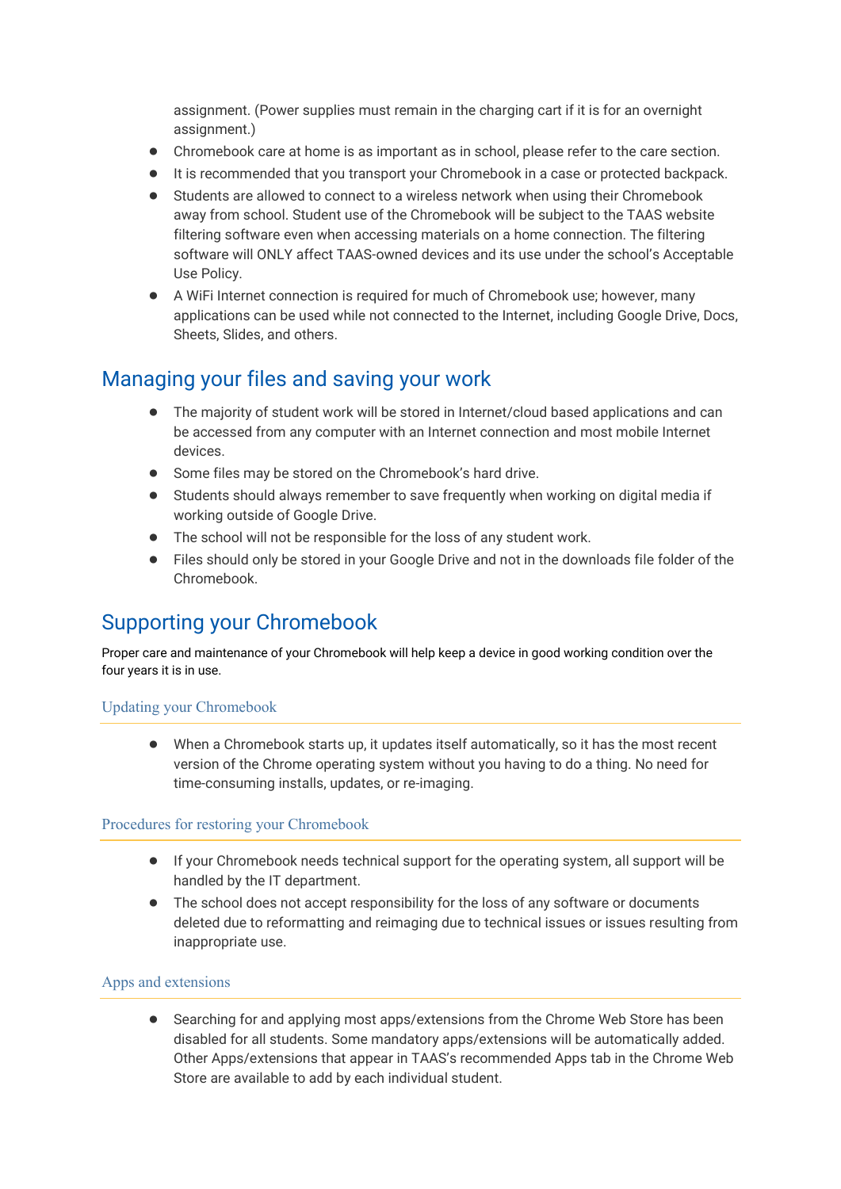assignment. (Power supplies must remain in the charging cart if it is for an overnight assignment.)

- Chromebook care at home is as important as in school, please refer to the care section.
- It is recommended that you transport your Chromebook in a case or protected backpack.
- Students are allowed to connect to a wireless network when using their Chromebook away from school. Student use of the Chromebook will be subject to the TAAS website filtering software even when accessing materials on a home connection. The filtering software will ONLY affect TAAS-owned devices and its use under the school's Acceptable Use Policy.
- A WiFi Internet connection is required for much of Chromebook use; however, many applications can be used while not connected to the Internet, including Google Drive, Docs, Sheets, Slides, and others.

## Managing your files and saving your work

- The majority of student work will be stored in Internet/cloud based applications and can be accessed from any computer with an Internet connection and most mobile Internet devices.
- Some files may be stored on the Chromebook's hard drive.
- Students should always remember to save frequently when working on digital media if working outside of Google Drive.
- The school will not be responsible for the loss of any student work.
- Files should only be stored in your Google Drive and not in the downloads file folder of the Chromebook.

## Supporting your Chromebook

Proper care and maintenance of your Chromebook will help keep a device in good working condition over the four years it is in use.

### Updating your Chromebook

- When a Chromebook starts up, it updates itself automatically, so it has the most recent version of the Chrome operating system without you having to do a thing. No need for time-consuming installs, updates, or re-imaging.

### Procedures for restoring your Chromebook

- If your Chromebook needs technical support for the operating system, all support will be handled by the IT department.
- The school does not accept responsibility for the loss of any software or documents deleted due to reformatting and reimaging due to technical issues or issues resulting from inappropriate use.

### Apps and extensions

- Searching for and applying most apps/extensions from the Chrome Web Store has been disabled for all students. Some mandatory apps/extensions will be automatically added. Other Apps/extensions that appear in TAAS's recommended Apps tab in the Chrome Web Store are available to add by each individual student.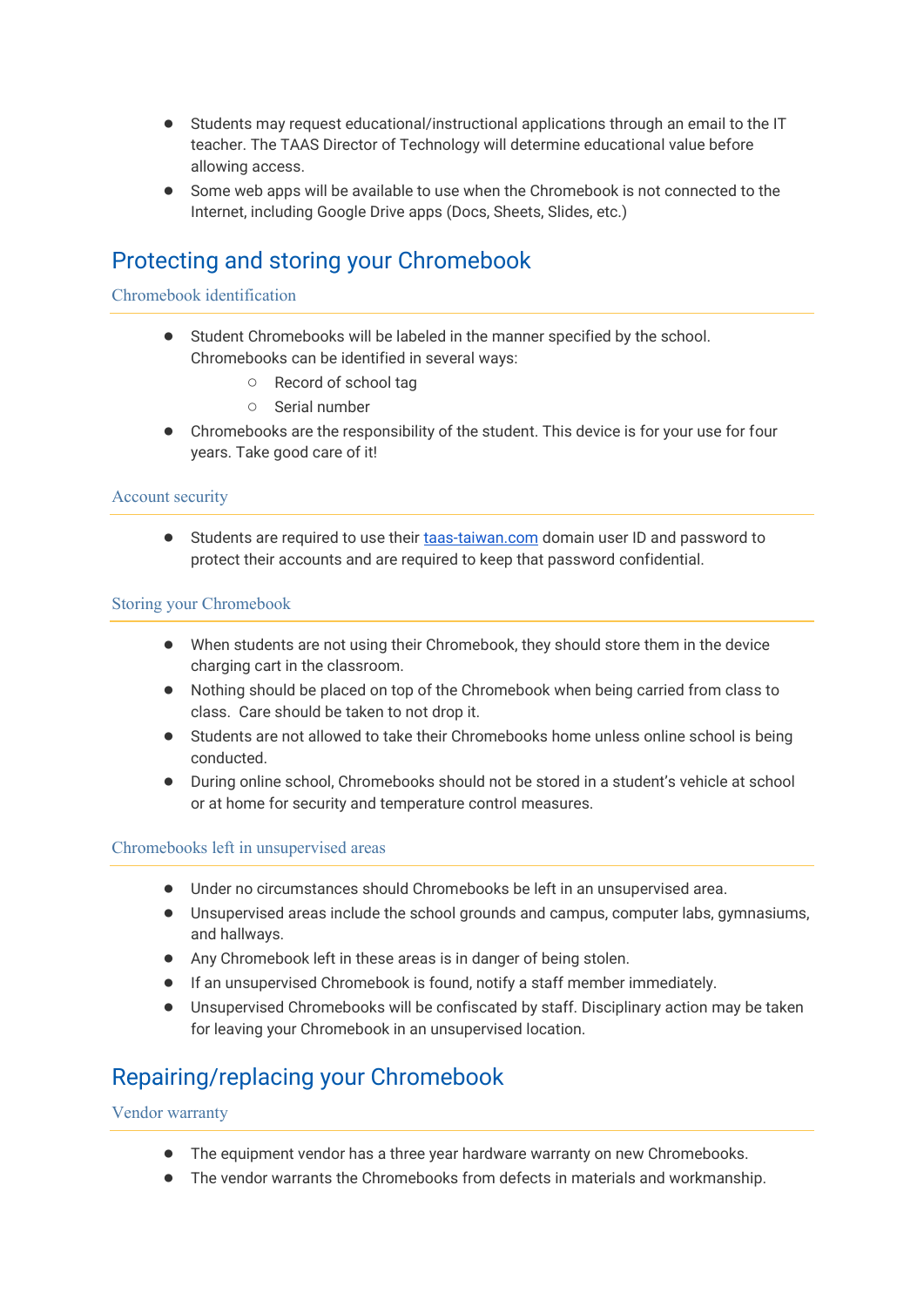- Students may request educational/instructional applications through an email to the IT teacher. The TAAS Director of Technology will determine educational value before allowing access.
- Some web apps will be available to use when the Chromebook is not connected to the Internet, including Google Drive apps (Docs, Sheets, Slides, etc.)

## Protecting and storing your Chromebook

### Chromebook identification

- Student Chromebooks will be labeled in the manner specified by the school. Chromebooks can be identified in several ways:
  - Record of school tag
  - Serial number
- Chromebooks are the responsibility of the student. This device is for your use for four years. Take good care of it!

### Account security

- Students are required to use their taas-taiwan.com domain user ID and password to protect their accounts and are required to keep that password confidential.

### Storing your Chromebook

- When students are not using their Chromebook, they should store them in the device charging cart in the classroom.
- Nothing should be placed on top of the Chromebook when being carried from class to class. Care should be taken to not drop it.
- Students are not allowed to take their Chromebooks home unless online school is being conducted.
- During online school, Chromebooks should not be stored in a student's vehicle at school or at home for security and temperature control measures.

### Chromebooks left in unsupervised areas

- Under no circumstances should Chromebooks be left in an unsupervised area.
- Unsupervised areas include the school grounds and campus, computer labs, gymnasiums, and hallways.
- Any Chromebook left in these areas is in danger of being stolen.
- If an unsupervised Chromebook is found, notify a staff member immediately.
- Unsupervised Chromebooks will be confiscated by staff. Disciplinary action may be taken for leaving your Chromebook in an unsupervised location.

## Repairing/replacing your Chromebook

### Vendor warranty

- The equipment vendor has a three year hardware warranty on new Chromebooks.
- The vendor warrants the Chromebooks from defects in materials and workmanship.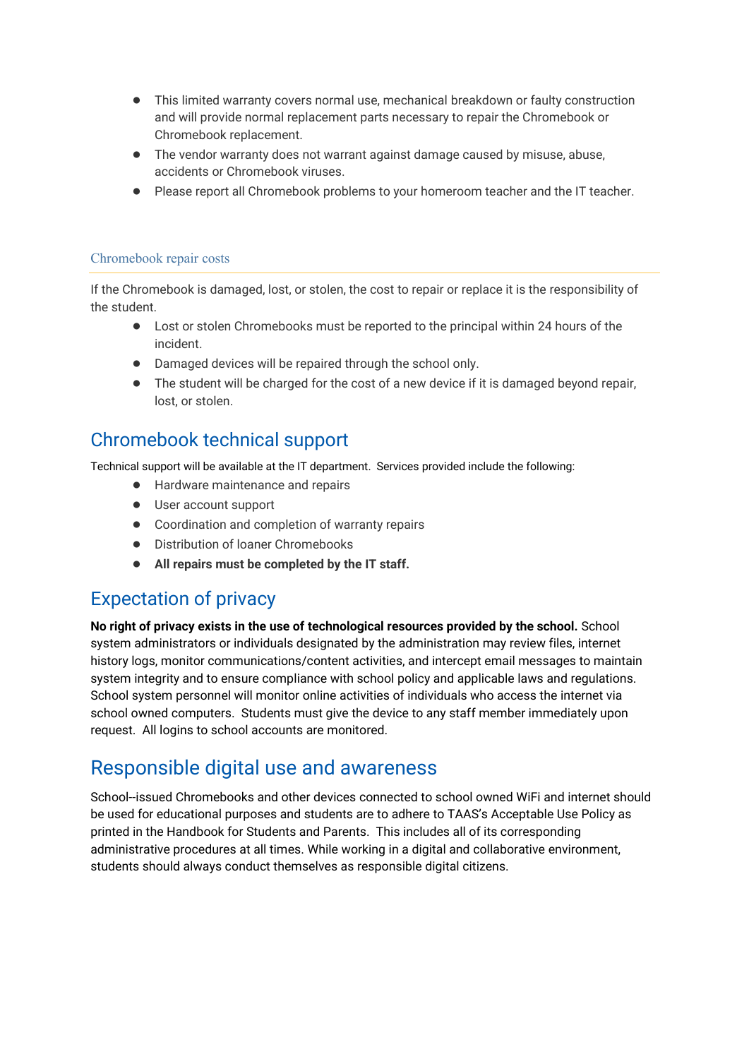- This limited warranty covers normal use, mechanical breakdown or faulty construction and will provide normal replacement parts necessary to repair the Chromebook or Chromebook replacement.
- The vendor warranty does not warrant against damage caused by misuse, abuse, accidents or Chromebook viruses.
- Please report all Chromebook problems to your homeroom teacher and the IT teacher.

### Chromebook repair costs

If the Chromebook is damaged, lost, or stolen, the cost to repair or replace it is the responsibility of the student.

- Lost or stolen Chromebooks must be reported to the principal within 24 hours of the incident.
- Damaged devices will be repaired through the school only.
- The student will be charged for the cost of a new device if it is damaged beyond repair, lost, or stolen.

## Chromebook technical support

Technical support will be available at the IT department. Services provided include the following:

- Hardware maintenance and repairs
- User account support
- Coordination and completion of warranty repairs
- Distribution of loaner Chromebooks
- **All repairs must be completed by the IT staff.**

## Expectation of privacy

**No right of privacy exists in the use of technological resources provided by the school.** School system administrators or individuals designated by the administration may review files, internet history logs, monitor communications/content activities, and intercept email messages to maintain system integrity and to ensure compliance with school policy and applicable laws and regulations. School system personnel will monitor online activities of individuals who access the internet via school owned computers. Students must give the device to any staff member immediately upon request. All logins to school accounts are monitored.

## Responsible digital use and awareness

School--issued Chromebooks and other devices connected to school owned WiFi and internet should be used for educational purposes and students are to adhere to TAAS's Acceptable Use Policy as printed in the Handbook for Students and Parents. This includes all of its corresponding administrative procedures at all times. While working in a digital and collaborative environment, students should always conduct themselves as responsible digital citizens.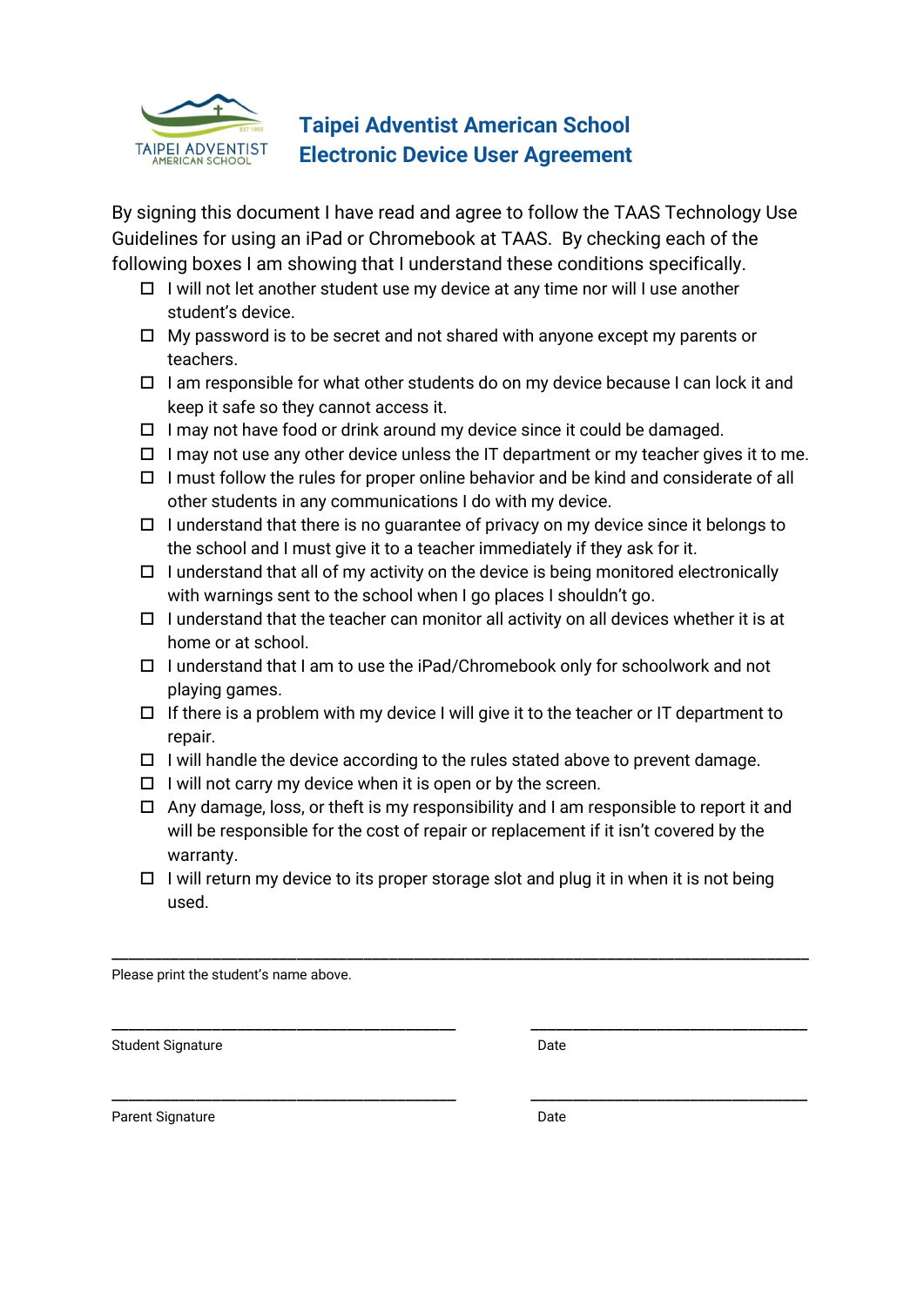# Taipei Adventist American School
# Electronic Device User Agreement

By signing this document I have read and agree to follow the TAAS Technology Use Guidelines for using an iPad or Chromebook at TAAS. By checking each of the following boxes I am showing that I understand these conditions specifically.

- ☐ I will not let another student use my device at any time nor will I use another student's device.
- ☐ My password is to be secret and not shared with anyone except my parents or teachers.
- ☐ I am responsible for what other students do on my device because I can lock it and keep it safe so they cannot access it.
- ☐ I may not have food or drink around my device since it could be damaged.
- ☐ I may not use any other device unless the IT department or my teacher gives it to me.
- ☐ I must follow the rules for proper online behavior and be kind and considerate of all other students in any communications I do with my device.
- ☐ I understand that there is no guarantee of privacy on my device since it belongs to the school and I must give it to a teacher immediately if they ask for it.
- ☐ I understand that all of my activity on the device is being monitored electronically with warnings sent to the school when I go places I shouldn't go.
- ☐ I understand that the teacher can monitor all activity on all devices whether it is at home or at school.
- ☐ I understand that I am to use the iPad/Chromebook only for schoolwork and not playing games.
- ☐ If there is a problem with my device I will give it to the teacher or IT department to repair.
- ☐ I will handle the device according to the rules stated above to prevent damage.
- ☐ I will not carry my device when it is open or by the screen.
- ☐ Any damage, loss, or theft is my responsibility and I am responsible to report it and will be responsible for the cost of repair or replacement if it isn't covered by the warranty.
- ☐ I will return my device to its proper storage slot and plug it in when it is not being used.

______________________________________________________________________

Please print the student's name above.

______________________________ ______________________________

Student Signature Date

______________________________ ______________________________

Parent Signature Date